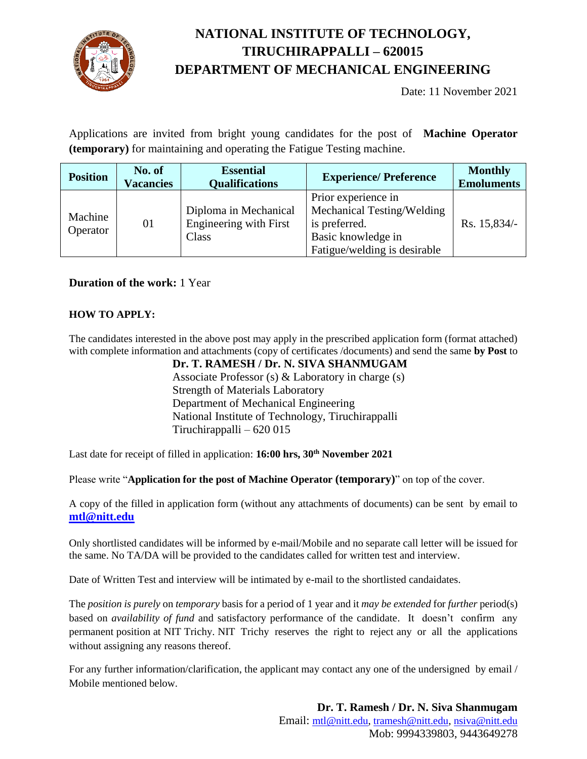# NATIONAL INSTITUTE OF TECHNOLOGY, TIRUCHIRAPPALLI – 620015
# DEPARTMENT OF MECHANICAL ENGINEERING

Date: 11 November 2021

Applications are invited from bright young candidates for the post of **Machine Operator (temporary)** for maintaining and operating the Fatigue Testing machine.

| Position | No. of Vacancies | Essential Qualifications | Experience/ Preference | Monthly Emoluments |
|---|---|---|---|---|
| Machine Operator | 01 | Diploma in Mechanical Engineering with First Class | Prior experience in Mechanical Testing/Welding is preferred. Basic knowledge in Fatigue/welding is desirable | Rs. 15,834/- |

**Duration of the work:** 1 Year

**HOW TO APPLY:**

The candidates interested in the above post may apply in the prescribed application form (format attached) with complete information and attachments (copy of certificates /documents) and send the same **by Post** to

**Dr. T. RAMESH / Dr. N. SIVA SHANMUGAM**
Associate Professor (s) & Laboratory in charge (s)
Strength of Materials Laboratory
Department of Mechanical Engineering
National Institute of Technology, Tiruchirappalli
Tiruchirappalli – 620 015

Last date for receipt of filled in application: **16:00 hrs, 30th November 2021**

Please write "**Application for the post of Machine Operator (temporary)**" on top of the cover.

A copy of the filled in application form (without any attachments of documents) can be sent by email to **mtl@nitt.edu**

Only shortlisted candidates will be informed by e-mail/Mobile and no separate call letter will be issued for the same. No TA/DA will be provided to the candidates called for written test and interview.

Date of Written Test and interview will be intimated by e-mail to the shortlisted candaidates.

The *position is purely* on *temporary* basis for a period of 1 year and it *may be extended* for *further* period(s) based on *availability of fund* and satisfactory performance of the candidate. It doesn't confirm any permanent position at NIT Trichy. NIT Trichy reserves the right to reject any or all the applications without assigning any reasons thereof.

For any further information/clarification, the applicant may contact any one of the undersigned by email / Mobile mentioned below.

**Dr. T. Ramesh / Dr. N. Siva Shanmugam**
Email: mtl@nitt.edu, tramesh@nitt.edu, nsiva@nitt.edu
Mob: 9994339803, 9443649278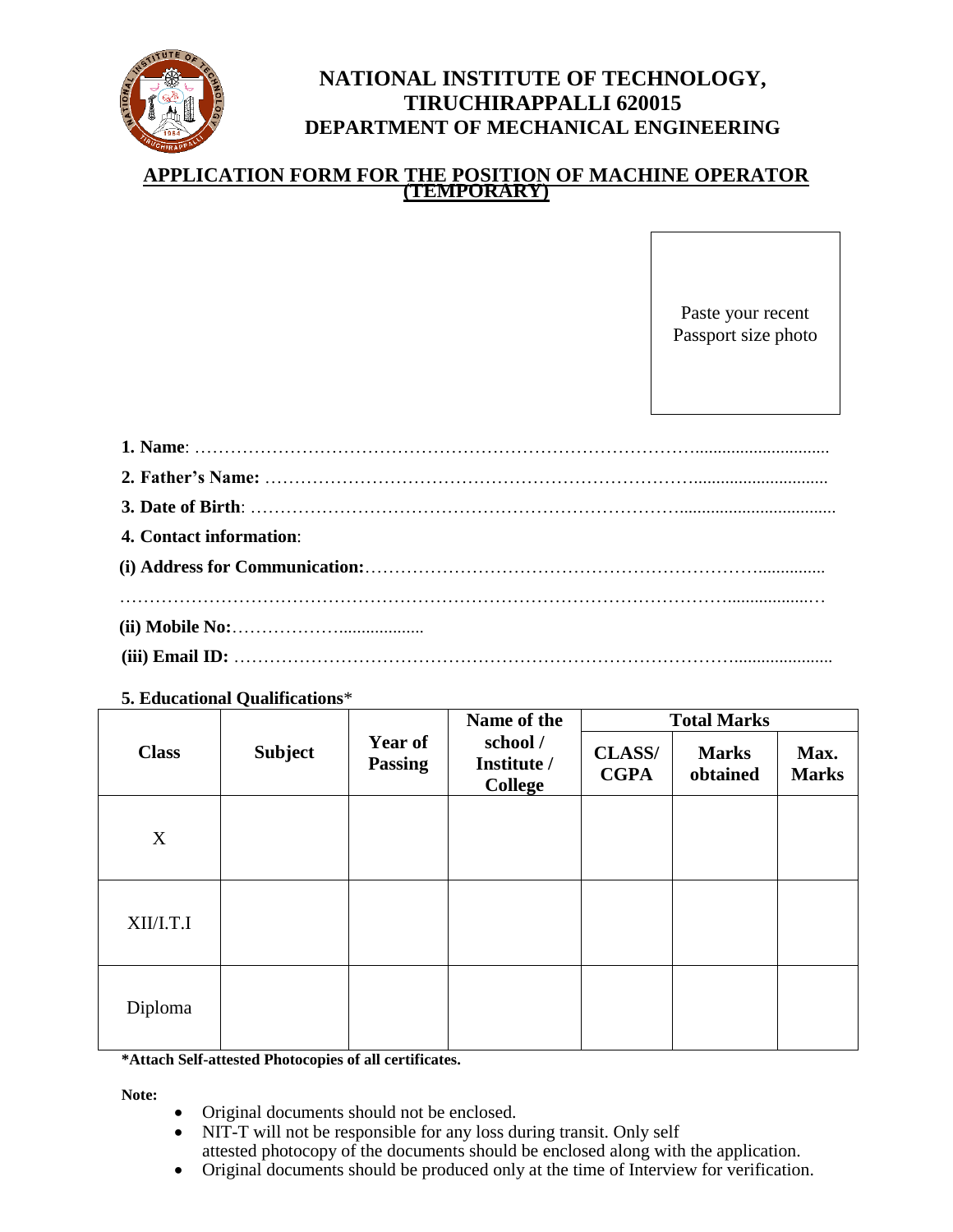# NATIONAL INSTITUTE OF TECHNOLOGY, TIRUCHIRAPPALLI 620015
## DEPARTMENT OF MECHANICAL ENGINEERING

### APPLICATION FORM FOR THE POSITION OF MACHINE OPERATOR (TEMPORARY)

Paste your recent Passport size photo

**1. Name**: ……………………………………………………………………………

**2. Father's Name:** ……………………………………………………………………

**3. Date of Birth**: ……………………………………………………………………

**4. Contact information**:

**(i) Address for Communication:**……………………………………………………

……………………………………………………………………………………………

**(ii) Mobile No:**……………………

**(iii) Email ID:** ……………………………………………………………………

**5. Educational Qualifications***

| Class | Subject | Year of Passing | Name of the school / Institute / College | Total Marks | | |
|---|---|---|---|---|---|---|
| | | | | CLASS/ CGPA | Marks obtained | Max. Marks |
| X | | | | | | |
| XII/I.T.I | | | | | | |
| Diploma | | | | | | |

***Attach Self-attested Photocopies of all certificates.**

**Note:**

- Original documents should not be enclosed.
- NIT-T will not be responsible for any loss during transit. Only self attested photocopy of the documents should be enclosed along with the application.
- Original documents should be produced only at the time of Interview for verification.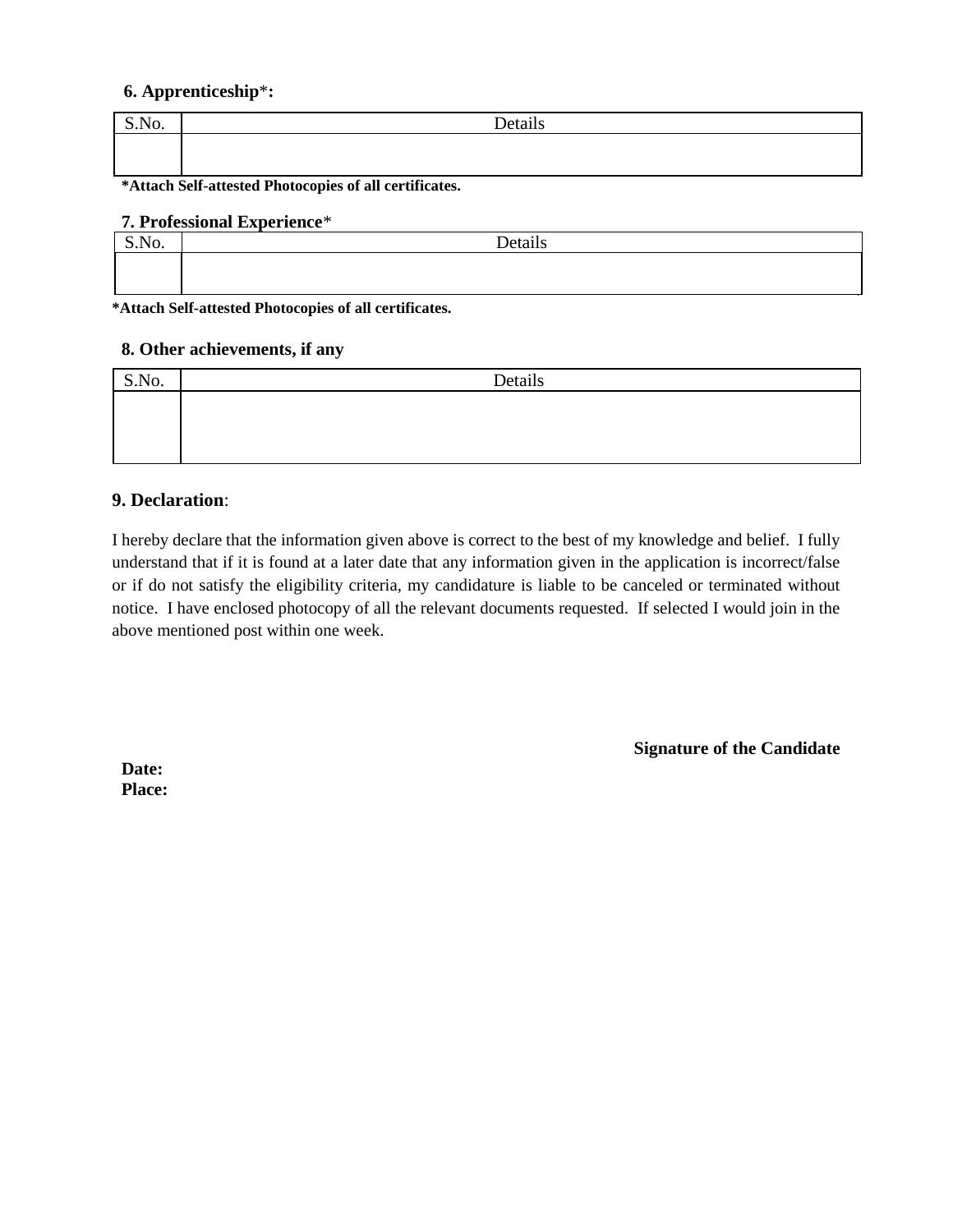**6. Apprenticeship*:**

| S.No. | Details |
|---|---|
| | |

***Attach Self-attested Photocopies of all certificates.**

**7. Professional Experience***

| S.No. | Details |
|---|---|
| | |

***Attach Self-attested Photocopies of all certificates.**

**8. Other achievements, if any**

| S.No. | Details |
|---|---|
| | |

**9. Declaration**:

I hereby declare that the information given above is correct to the best of my knowledge and belief. I fully understand that if it is found at a later date that any information given in the application is incorrect/false or if do not satisfy the eligibility criteria, my candidature is liable to be canceled or terminated without notice. I have enclosed photocopy of all the relevant documents requested. If selected I would join in the above mentioned post within one week.

**Signature of the Candidate**

**Date:**
**Place:**